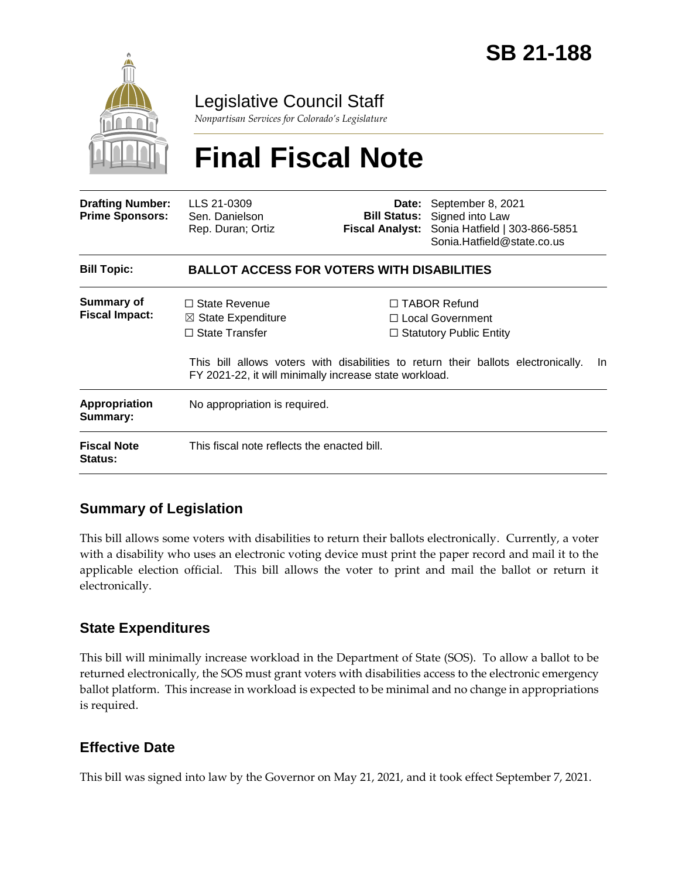# SB 21-188

Legislative Council Staff

*Nonpartisan Services for Colorado's Legislature*

# Final Fiscal Note

| | | | |
|---|---|---|---|
| **Drafting Number:** | LLS 21-0309 | **Date:** | September 8, 2021 |
| **Prime Sponsors:** | Sen. Danielson<br>Rep. Duran; Ortiz | **Bill Status:** | Signed into Law |
| | | **Fiscal Analyst:** | Sonia Hatfield \| 303-866-5851<br>Sonia.Hatfield@state.co.us |

| | |
|---|---|
| **Bill Topic:** | **BALLOT ACCESS FOR VOTERS WITH DISABILITIES** |
| **Summary of Fiscal Impact:** | ☐ State Revenue ☒ State Expenditure ☐ State Transfer ☐ TABOR Refund ☐ Local Government ☐ Statutory Public Entity<br><br>This bill allows voters with disabilities to return their ballots electronically. In FY 2021-22, it will minimally increase state workload. |
| **Appropriation Summary:** | No appropriation is required. |
| **Fiscal Note Status:** | This fiscal note reflects the enacted bill. |

## Summary of Legislation

This bill allows some voters with disabilities to return their ballots electronically. Currently, a voter with a disability who uses an electronic voting device must print the paper record and mail it to the applicable election official. This bill allows the voter to print and mail the ballot or return it electronically.

## State Expenditures

This bill will minimally increase workload in the Department of State (SOS). To allow a ballot to be returned electronically, the SOS must grant voters with disabilities access to the electronic emergency ballot platform. This increase in workload is expected to be minimal and no change in appropriations is required.

## Effective Date

This bill was signed into law by the Governor on May 21, 2021, and it took effect September 7, 2021.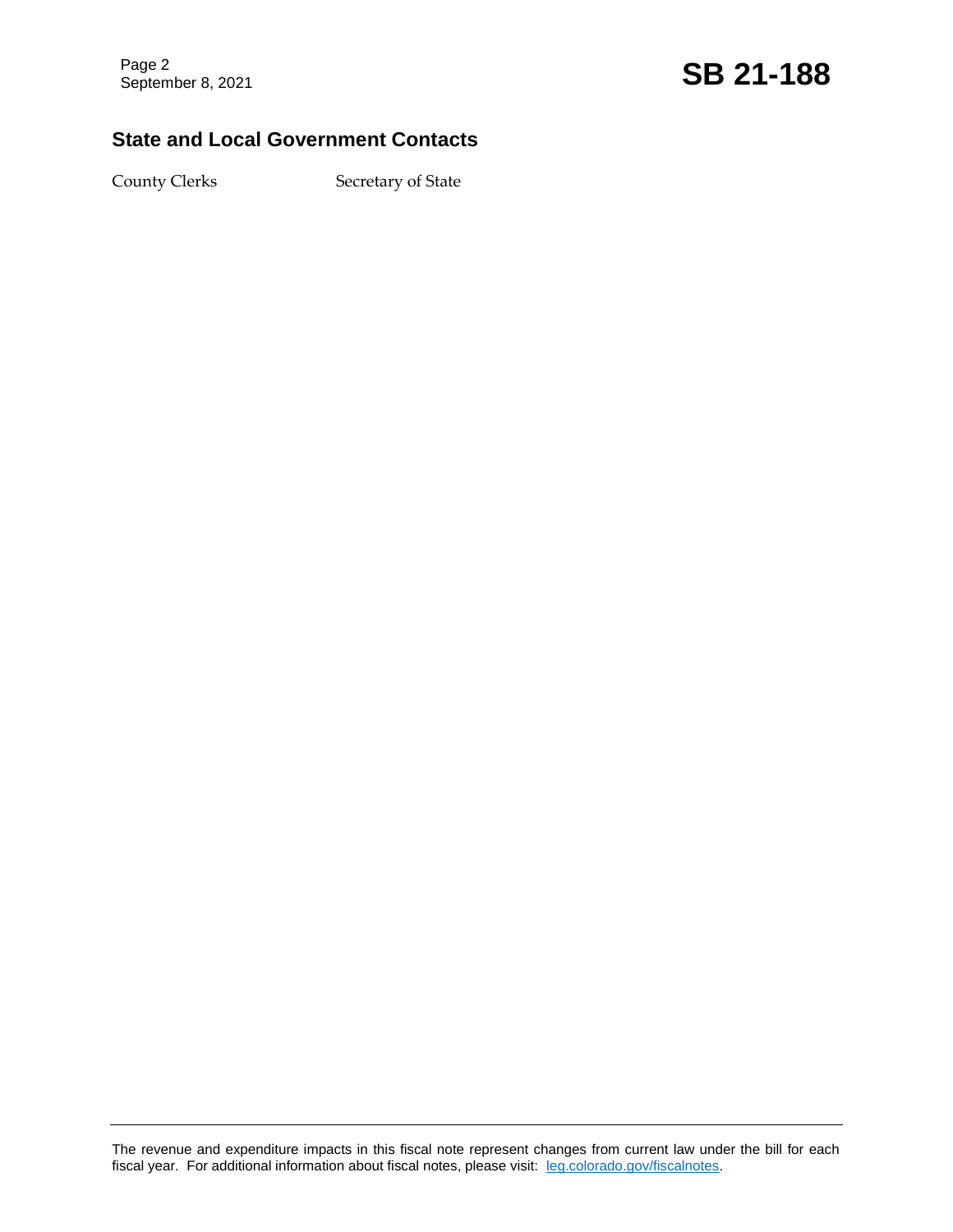## State and Local Government Contacts

County Clerks    Secretary of State

The revenue and expenditure impacts in this fiscal note represent changes from current law under the bill for each fiscal year. For additional information about fiscal notes, please visit: leg.colorado.gov/fiscalnotes.